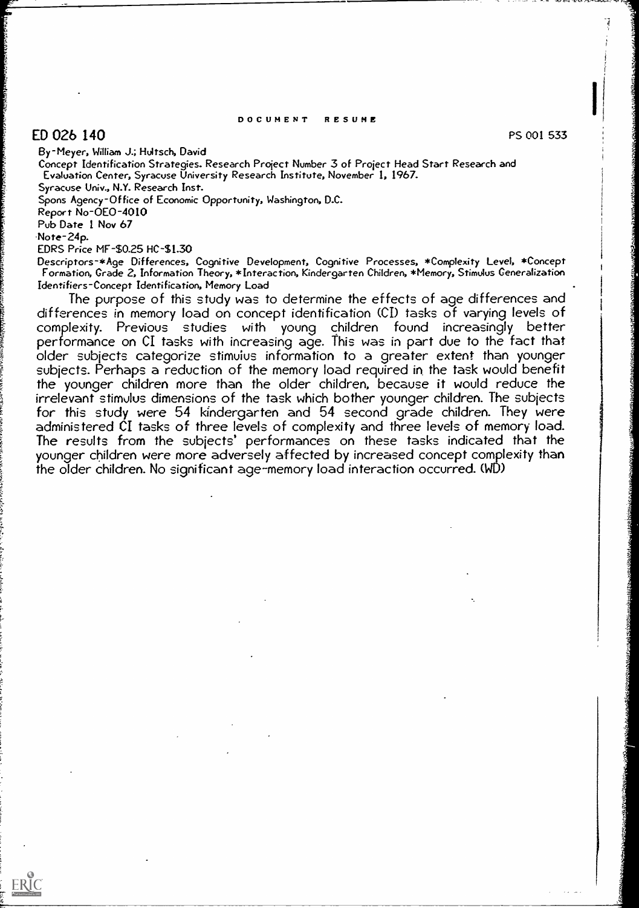DOCUMENT RESUME

# ED 026 140

PS 001 533

By-Meyer, William J.; Hultsch, David

Concept Identification Strategies. Research Project Number 3 of Project Head Start Research and Evaluation Center, Syracuse University Research Institute, November 1, 1967.

Syracuse Univ., N.Y. Research Inst.

Spons Agency-Office of Economic Opportunity, Washington, D.C.

Report No-OEO-4010

Pub Date 1 Nov 67

Note-24p.

EDRS Price MF-$0.25 HC-$1.30

Descriptors-*Age Differences, Cognitive Development, Cognitive Processes, *Complexity Level, *Concept Formation, Grade 2, Information Theory, *Interaction, Kindergarten Children, *Memory, Stimulus Generalization

Identifiers-Concept Identification, Memory Load

The purpose of this study was to determine the effects of age differences and differences in memory load on concept identification (CI) tasks of varying levels of complexity. Previous studies with young children found increasingly better performance on CI tasks with increasing age. This was in part due to the fact that older subjects categorize stimulus information to a greater extent than younger subjects. Perhaps a reduction of the memory load required in the task would benefit the younger children more than the older children, because it would reduce the irrelevant stimulus dimensions of the task which bother younger children. The subjects for this study were 54 kindergarten and 54 second grade children. They were administered CI tasks of three levels of complexity and three levels of memory load. The results from the subjects' performances on these tasks indicated that the younger children were more adversely affected by increased concept complexity than the older children. No significant age-memory load interaction occurred. (WD)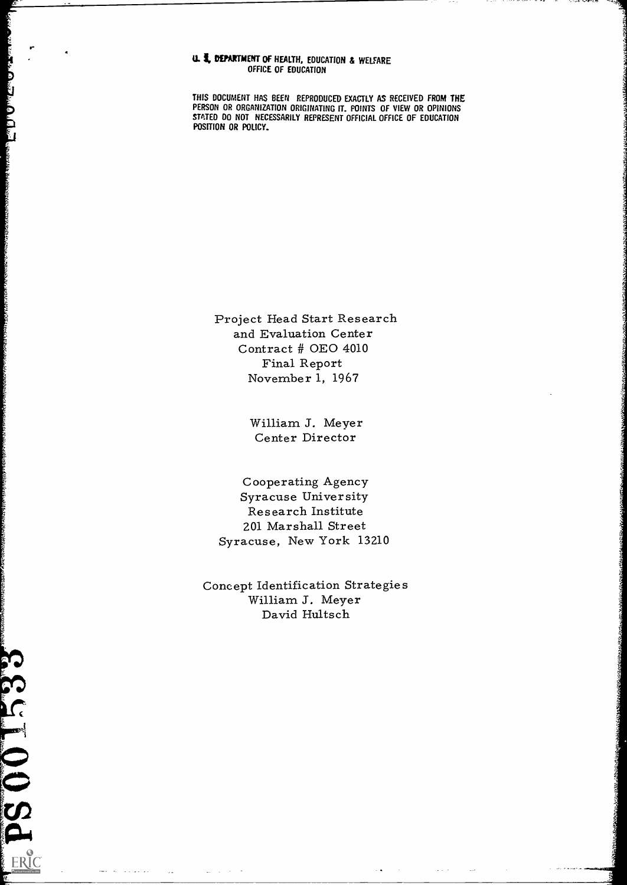U. S. DEPARTMENT OF HEALTH, EDUCATION & WELFARE
OFFICE OF EDUCATION

THIS DOCUMENT HAS BEEN REPRODUCED EXACTLY AS RECEIVED FROM THE PERSON OR ORGANIZATION ORIGINATING IT. POINTS OF VIEW OR OPINIONS STATED DO NOT NECESSARILY REPRESENT OFFICIAL OFFICE OF EDUCATION POSITION OR POLICY.

Project Head Start Research
and Evaluation Center
Contract # OEO 4010
Final Report
November 1, 1967

William J. Meyer
Center Director

Cooperating Agency
Syracuse University
Research Institute
201 Marshall Street
Syracuse, New York 13210

Concept Identification Strategies
William J. Meyer
David Hultsch

PS 001533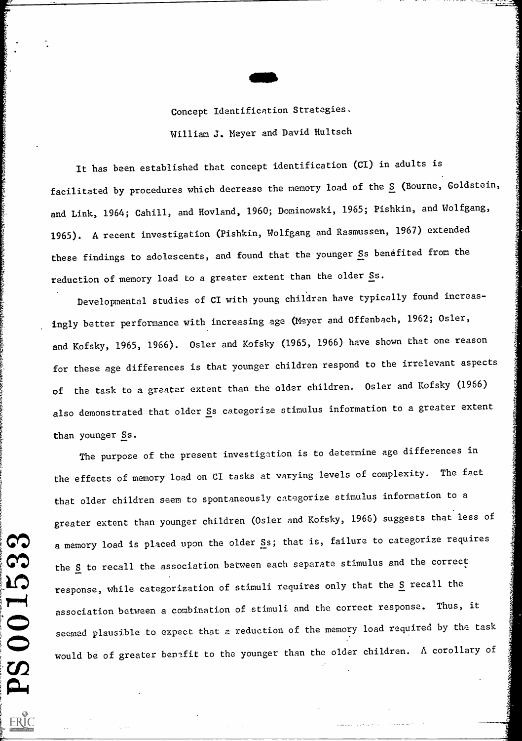Concept Identification Strategies.

William J. Meyer and David Hultsch

It has been established that concept identification (CI) in adults is facilitated by procedures which decrease the memory load of the S (Bourne, Goldstein, and Link, 1964; Cahill, and Hovland, 1960; Dominowski, 1965; Pishkin, and Wolfgang, 1965). A recent investigation (Pishkin, Wolfgang and Rasmussen, 1967) extended these findings to adolescents, and found that the younger Ss benefited from the reduction of memory load to a greater extent than the older Ss.

Developmental studies of CI with young children have typically found increasingly better performance with increasing age (Meyer and Offenbach, 1962; Osler, and Kofsky, 1965, 1966). Osler and Kofsky (1965, 1966) have shown that one reason for these age differences is that younger children respond to the irrelevant aspects of the task to a greater extent than the older children. Osler and Kofsky (1966) also demonstrated that older Ss categorize stimulus information to a greater extent than younger Ss.

The purpose of the present investigation is to determine age differences in the effects of memory load on CI tasks at varying levels of complexity. The fact that older children seem to spontaneously categorize stimulus information to a greater extent than younger children (Osler and Kofsky, 1966) suggests that less of a memory load is placed upon the older Ss; that is, failure to categorize requires the S to recall the association between each separate stimulus and the correct response, while categorization of stimuli requires only that the S recall the association between a combination of stimuli and the correct response. Thus, it seemed plausible to expect that a reduction of the memory load required by the task would be of greater benefit to the younger than the older children. A corollary of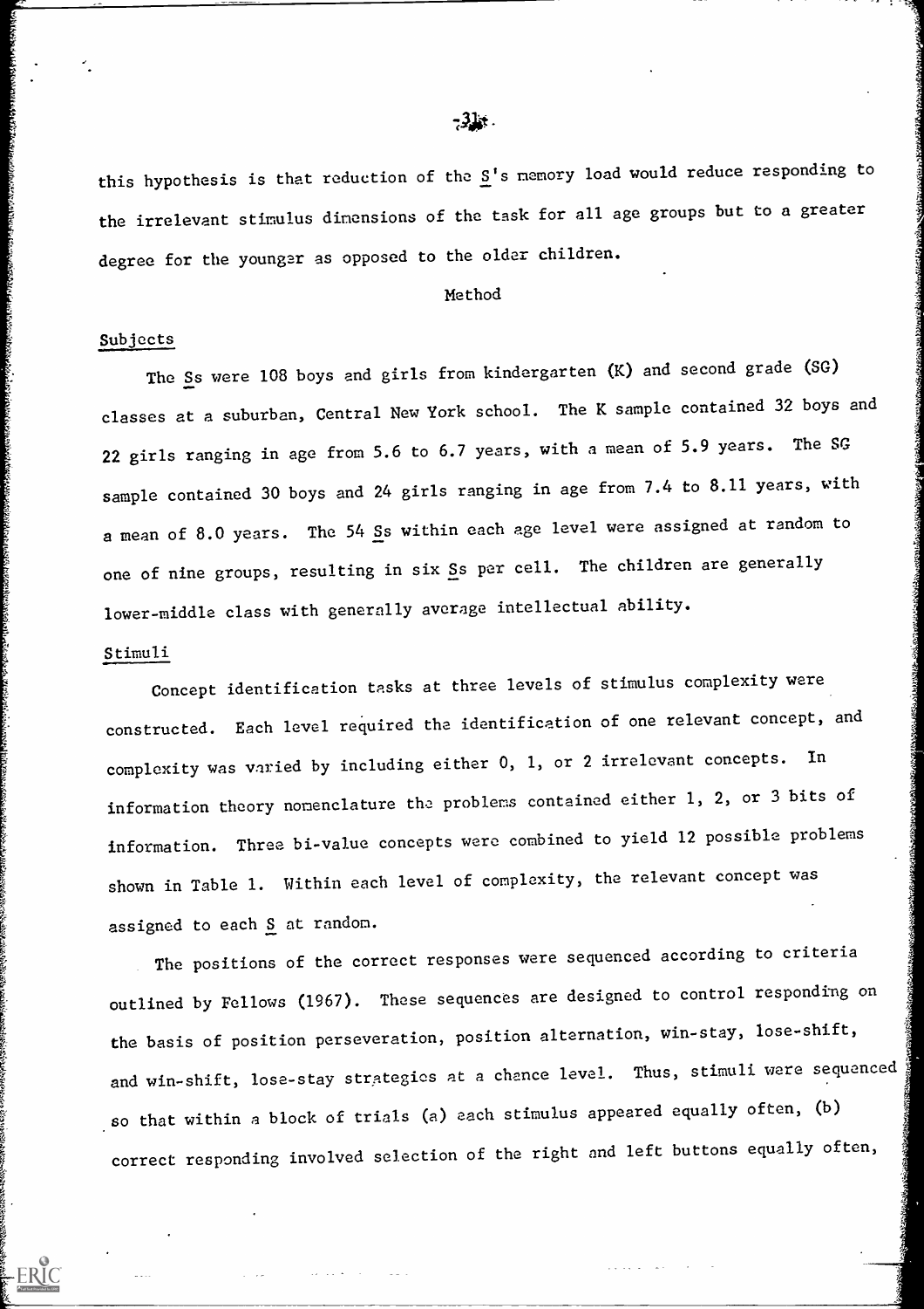this hypothesis is that reduction of the S's memory load would reduce responding to the irrelevant stimulus dimensions of the task for all age groups but to a greater degree for the younger as opposed to the older children.

## Method

### Subjects

The Ss were 108 boys and girls from kindergarten (K) and second grade (SG) classes at a suburban, Central New York school. The K sample contained 32 boys and 22 girls ranging in age from 5.6 to 6.7 years, with a mean of 5.9 years. The SG sample contained 30 boys and 24 girls ranging in age from 7.4 to 8.11 years, with a mean of 8.0 years. The 54 Ss within each age level were assigned at random to one of nine groups, resulting in six Ss per cell. The children are generally lower-middle class with generally average intellectual ability.

### Stimuli

Concept identification tasks at three levels of stimulus complexity were constructed. Each level required the identification of one relevant concept, and complexity was varied by including either 0, 1, or 2 irrelevant concepts. In information theory nomenclature the problems contained either 1, 2, or 3 bits of information. Three bi-value concepts were combined to yield 12 possible problems shown in Table 1. Within each level of complexity, the relevant concept was assigned to each S at random.

The positions of the correct responses were sequenced according to criteria outlined by Fellows (1967). These sequences are designed to control responding on the basis of position perseveration, position alternation, win-stay, lose-shift, and win-shift, lose-stay strategies at a chance level. Thus, stimuli were sequenced so that within a block of trials (a) each stimulus appeared equally often, (b) correct responding involved selection of the right and left buttons equally often,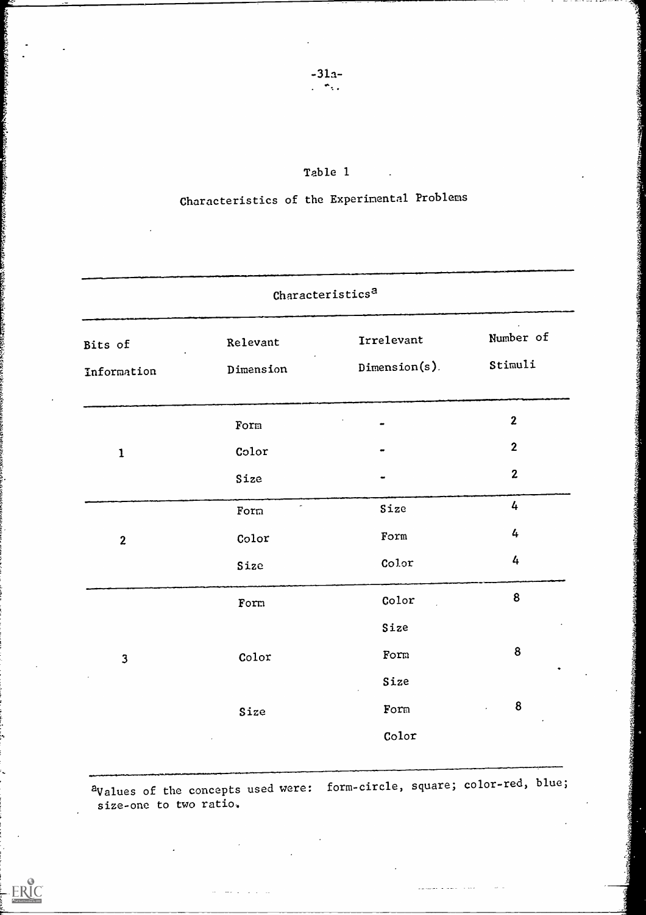Table 1

Characteristics of the Experimental Problems

| Characteristics[a] | | | |
|---|---|---|---|
| Bits of Information | Relevant Dimension | Irrelevant Dimension(s) | Number of Stimuli |
| 1 | Form | - | 2 |
| | Color | - | 2 |
| | Size | - | 2 |
| 2 | Form | Size | 4 |
| | Color | Form | 4 |
| | Size | Color | 4 |
| 3 | Form | Color, Size | 8 |
| | Color | Form, Size | 8 |
| | Size | Form, Color | 8 |

[a]Values of the concepts used were: form-circle, square; color-red, blue; size-one to two ratio.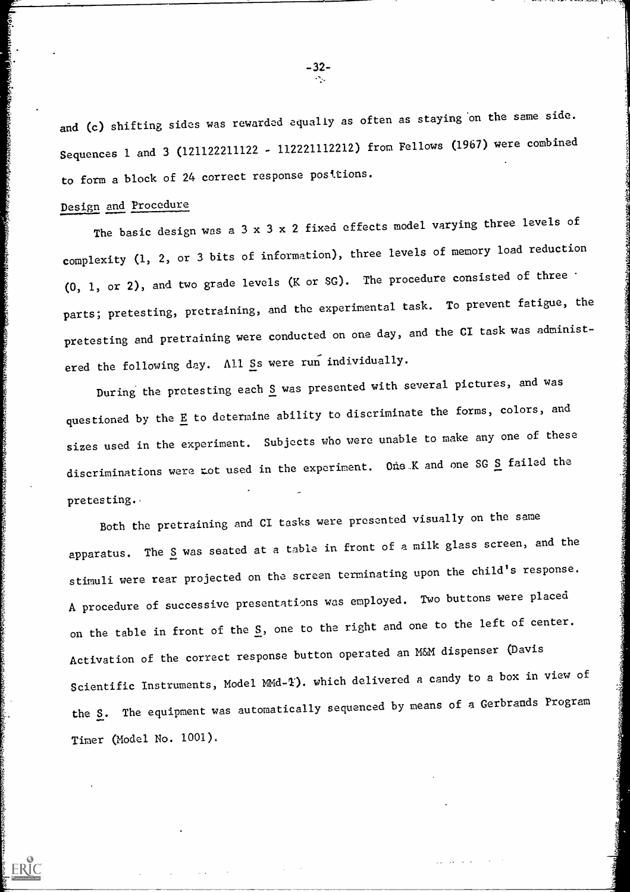and (c) shifting sides was rewarded equally as often as staying on the same side. Sequences 1 and 3 (121122211122 - 112221112212) from Fellows (1967) were combined to form a block of 24 correct response positions.

## Design and Procedure

The basic design was a 3 x 3 x 2 fixed effects model varying three levels of complexity (1, 2, or 3 bits of information), three levels of memory load reduction (0, 1, or 2), and two grade levels (K or SG). The procedure consisted of three parts; pretesting, pretraining, and the experimental task. To prevent fatigue, the pretesting and pretraining were conducted on one day, and the CI task was administered the following day. All Ss were run individually.

During the pretesting each S was presented with several pictures, and was questioned by the E to determine ability to discriminate the forms, colors, and sizes used in the experiment. Subjects who were unable to make any one of these discriminations were not used in the experiment. One K and one SG S failed the pretesting.

Both the pretraining and CI tasks were presented visually on the same apparatus. The S was seated at a table in front of a milk glass screen, and the stimuli were rear projected on the screen terminating upon the child's response. A procedure of successive presentations was employed. Two buttons were placed on the table in front of the S, one to the right and one to the left of center. Activation of the correct response button operated an M&M dispenser (Davis Scientific Instruments, Model MMd-1). which delivered a candy to a box in view of the S. The equipment was automatically sequenced by means of a Gerbrands Program Timer (Model No. 1001).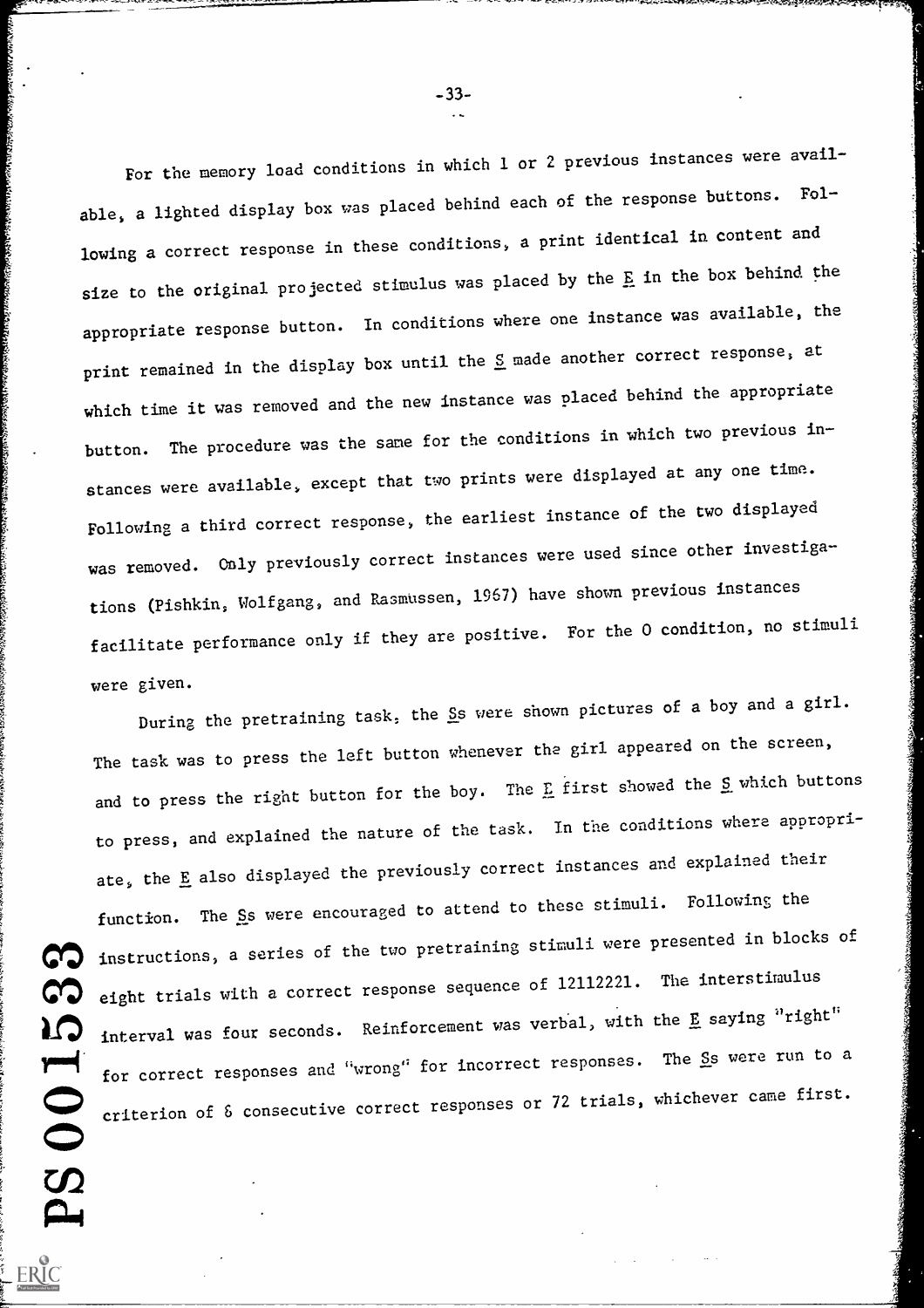For the memory load conditions in which 1 or 2 previous instances were available, a lighted display box was placed behind each of the response buttons. Following a correct response in these conditions, a print identical in content and size to the original projected stimulus was placed by the _E_ in the box behind the appropriate response button. In conditions where one instance was available, the print remained in the display box until the _S_ made another correct response, at which time it was removed and the new instance was placed behind the appropriate button. The procedure was the same for the conditions in which two previous instances were available, except that two prints were displayed at any one time. Following a third correct response, the earliest instance of the two displayed was removed. Only previously correct instances were used since other investigations (Pishkin, Wolfgang, and Rasmussen, 1967) have shown previous instances facilitate performance only if they are positive. For the 0 condition, no stimuli were given.

During the pretraining task, the _Ss_ were shown pictures of a boy and a girl. The task was to press the left button whenever the girl appeared on the screen, and to press the right button for the boy. The _E_ first showed the _S_ which buttons to press, and explained the nature of the task. In the conditions where appropriate, the _E_ also displayed the previously correct instances and explained their function. The _Ss_ were encouraged to attend to these stimuli. Following the instructions, a series of the two pretraining stimuli were presented in blocks of eight trials with a correct response sequence of 12112221. The interstimulus interval was four seconds. Reinforcement was verbal, with the _E_ saying "right" for correct responses and "wrong" for incorrect responses. The _Ss_ were run to a criterion of 8 consecutive correct responses or 72 trials, whichever came first.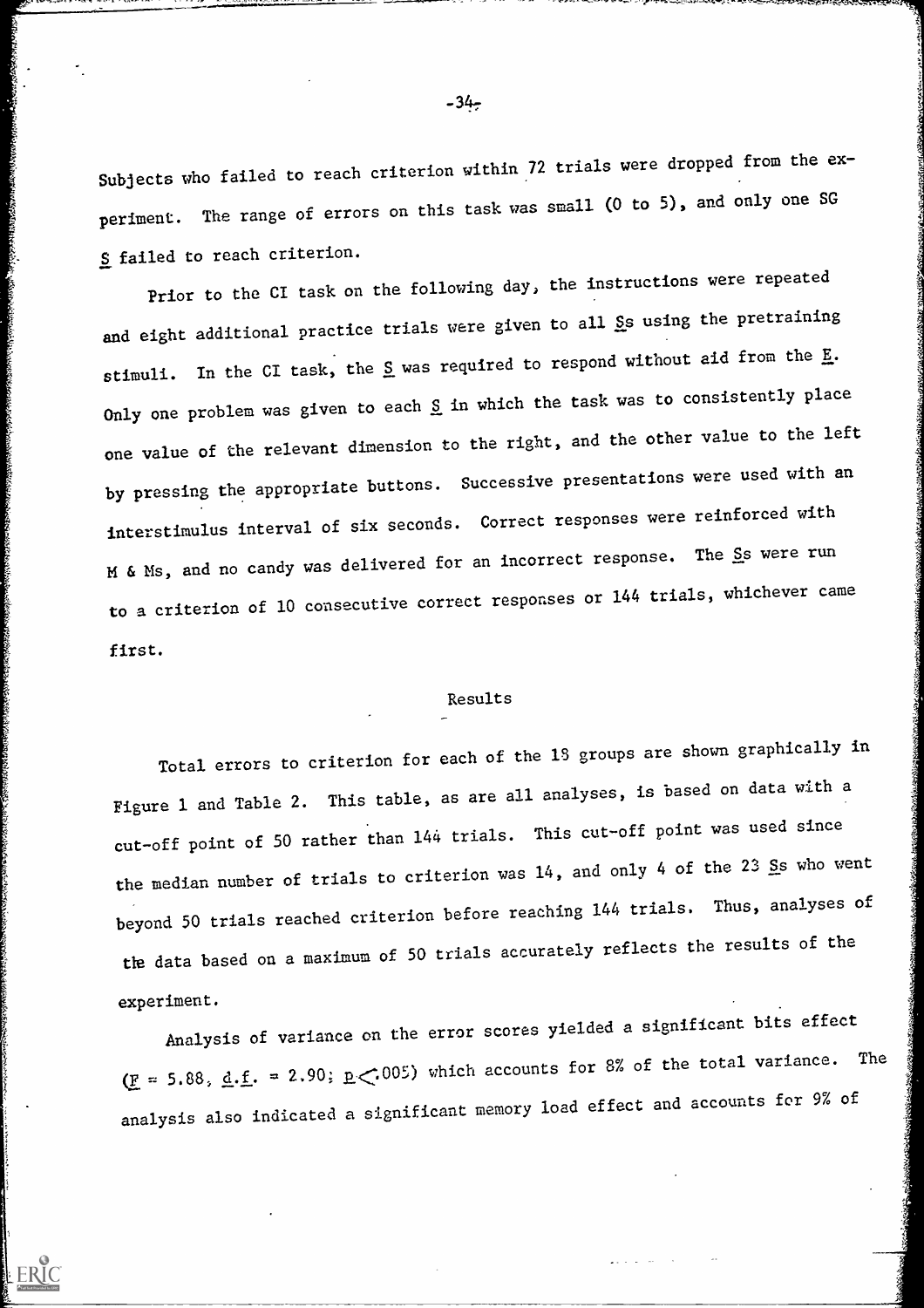Subjects who failed to reach criterion within 72 trials were dropped from the experiment. The range of errors on this task was small (0 to 5), and only one SG S failed to reach criterion.

Prior to the CI task on the following day, the instructions were repeated and eight additional practice trials were given to all Ss using the pretraining stimuli. In the CI task, the S was required to respond without aid from the E. Only one problem was given to each S in which the task was to consistently place one value of the relevant dimension to the right, and the other value to the left by pressing the appropriate buttons. Successive presentations were used with an interstimulus interval of six seconds. Correct responses were reinforced with M & Ms, and no candy was delivered for an incorrect response. The Ss were run to a criterion of 10 consecutive correct responses or 144 trials, whichever came first.

## Results

Total errors to criterion for each of the 18 groups are shown graphically in Figure 1 and Table 2. This table, as are all analyses, is based on data with a cut-off point of 50 rather than 144 trials. This cut-off point was used since the median number of trials to criterion was 14, and only 4 of the 23 Ss who went beyond 50 trials reached criterion before reaching 144 trials. Thus, analyses of the data based on a maximum of 50 trials accurately reflects the results of the experiment.

Analysis of variance on the error scores yielded a significant bits effect ($F = 5.88$, d.f. = 2,90; $p < .005$) which accounts for 8% of the total variance. The analysis also indicated a significant memory load effect and accounts for 9% of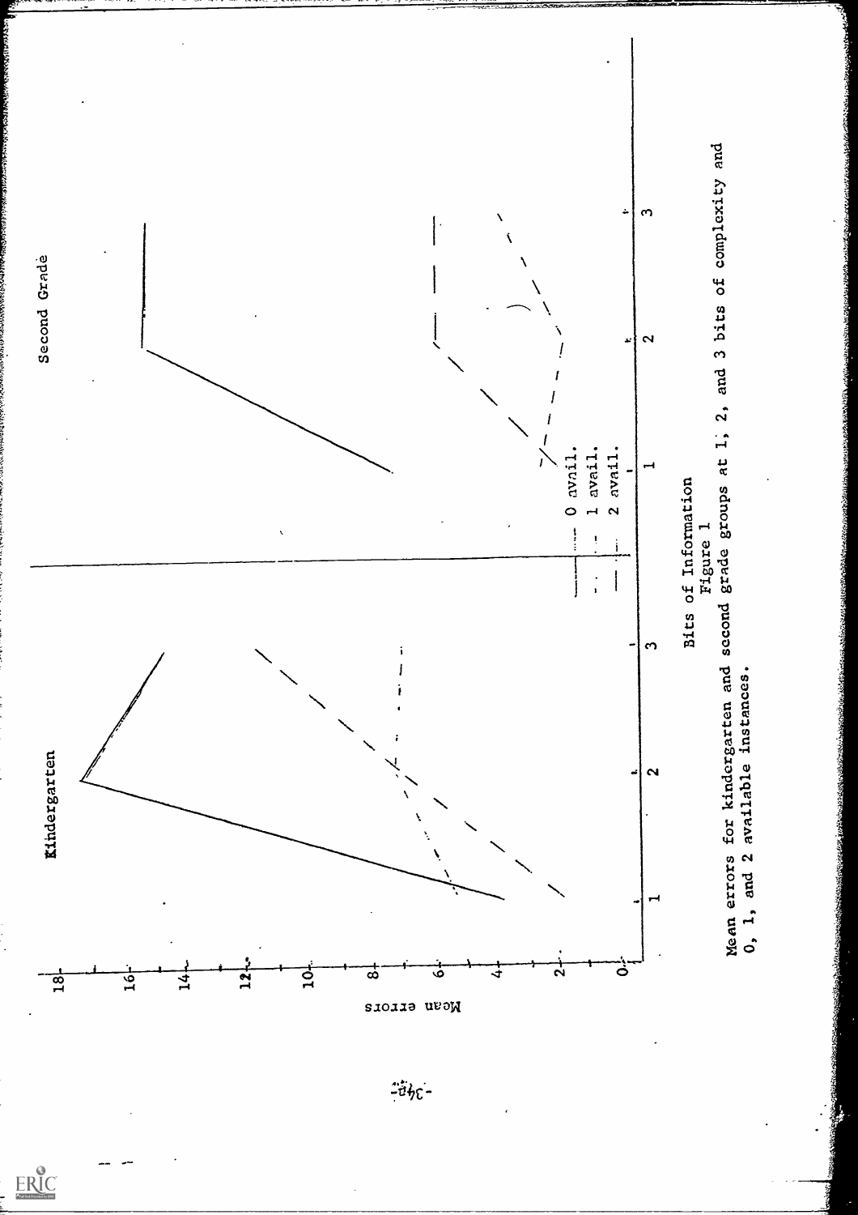Bits of Information

Figure 1

Mean errors for kindergarten and second grade groups at 1, 2, and 3 bits of complexity and 0, 1, and 2 available instances.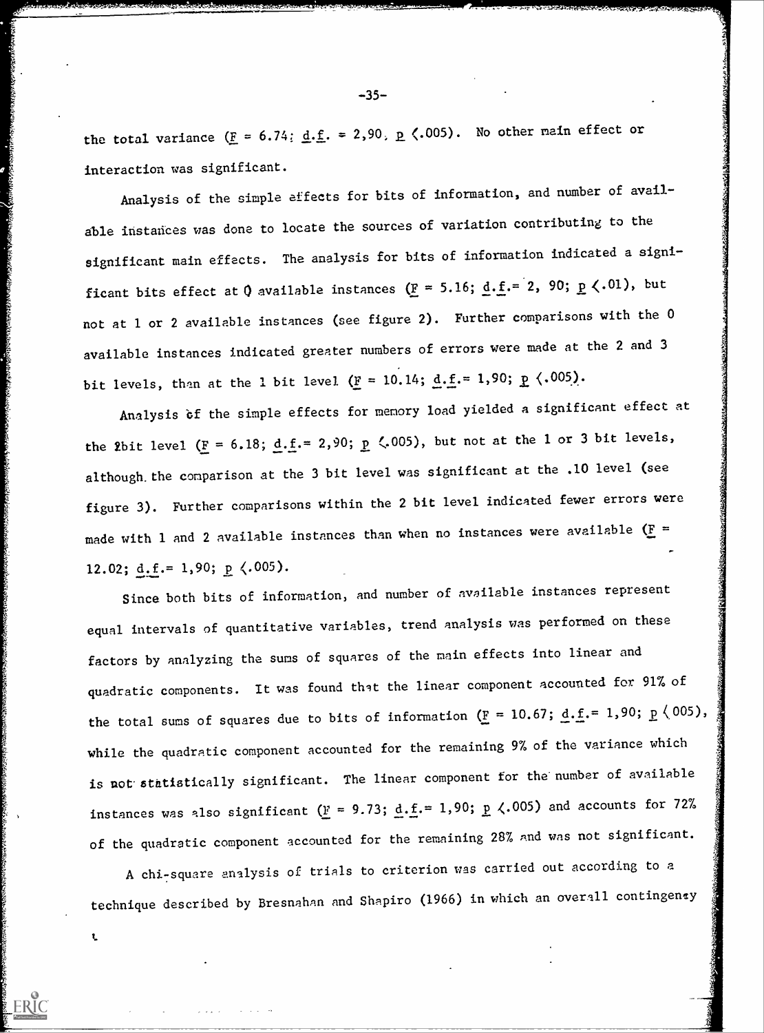the total variance ($F = 6.74$; d.f. $= 2,90$, $p < .005$). No other main effect or interaction was significant.

Analysis of the simple effects for bits of information, and number of available instances was done to locate the sources of variation contributing to the significant main effects. The analysis for bits of information indicated a significant bits effect at 0 available instances ($F = 5.16$; d.f.$= 2, 90$; $p < .01$), but not at 1 or 2 available instances (see figure 2). Further comparisons with the 0 available instances indicated greater numbers of errors were made at the 2 and 3 bit levels, than at the 1 bit level ($F = 10.14$; d.f.$= 1,90$; $p < .005$).

Analysis of the simple effects for memory load yielded a significant effect at the 2bit level ($F = 6.18$; d.f.$= 2,90$; $p < .005$), but not at the 1 or 3 bit levels, although the comparison at the 3 bit level was significant at the .10 level (see figure 3). Further comparisons within the 2 bit level indicated fewer errors were made with 1 and 2 available instances than when no instances were available ($F = 12.02$; d.f.$= 1,90$; $p < .005$).

Since both bits of information, and number of available instances represent equal intervals of quantitative variables, trend analysis was performed on these factors by analyzing the sums of squares of the main effects into linear and quadratic components. It was found that the linear component accounted for 91% of the total sums of squares due to bits of information ($F = 10.67$; d.f.$= 1,90$; $p < .005$), while the quadratic component accounted for the remaining 9% of the variance which is not statistically significant. The linear component for the number of available instances was also significant ($F = 9.73$; d.f.$= 1,90$; $p < .005$) and accounts for 72% of the quadratic component accounted for the remaining 28% and was not significant.

A chi-square analysis of trials to criterion was carried out according to a technique described by Bresnahan and Shapiro (1966) in which an overall contingency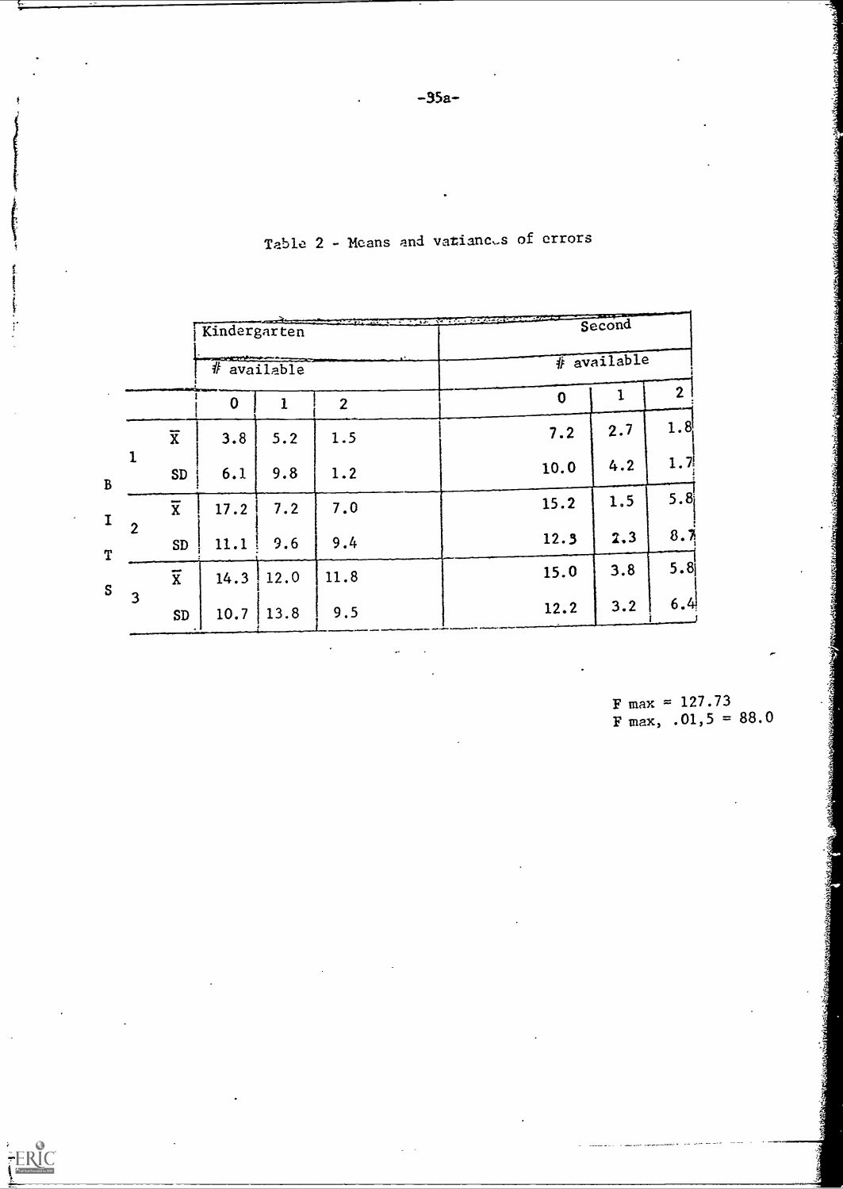Table 2 - Means and variances of errors

| BITS | | Kindergarten | | | Second | | |
|---|---|---|---|---|---|---|---|
| | | # available | | | # available | | |
| | | 0 | 1 | 2 | 0 | 1 | 2 |
| 1 | $\overline{X}$ | 3.8 | 5.2 | 1.5 | 7.2 | 2.7 | 1.8 |
| | SD | 6.1 | 9.8 | 1.2 | 10.0 | 4.2 | 1.7 |
| 2 | $\overline{X}$ | 17.2 | 7.2 | 7.0 | 15.2 | 1.5 | 5.8 |
| | SD | 11.1 | 9.6 | 9.4 | 12.3 | 2.3 | 8.7 |
| 3 | $\overline{X}$ | 14.3 | 12.0 | 11.8 | 15.0 | 3.8 | 5.8 |
| | SD | 10.7 | 13.8 | 9.5 | 12.2 | 3.2 | 6.4 |

$F_{max} = 127.73$
$F_{max,\ .01,5} = 88.0$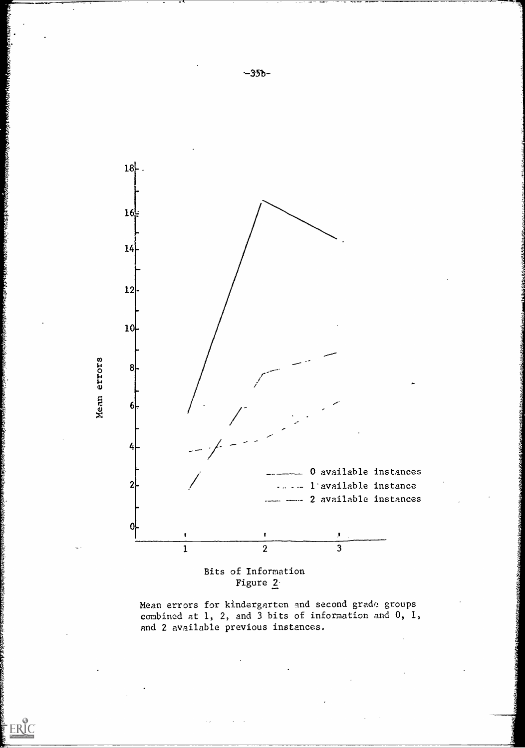Mean errors

18
16
14
12
10
8
6
4
2
0

1 2 3

Bits of Information

0 available instances
1 available instance
2 available instances

Figure 2

Mean errors for kindergarten and second grade groups combined at 1, 2, and 3 bits of information and 0, 1, and 2 available previous instances.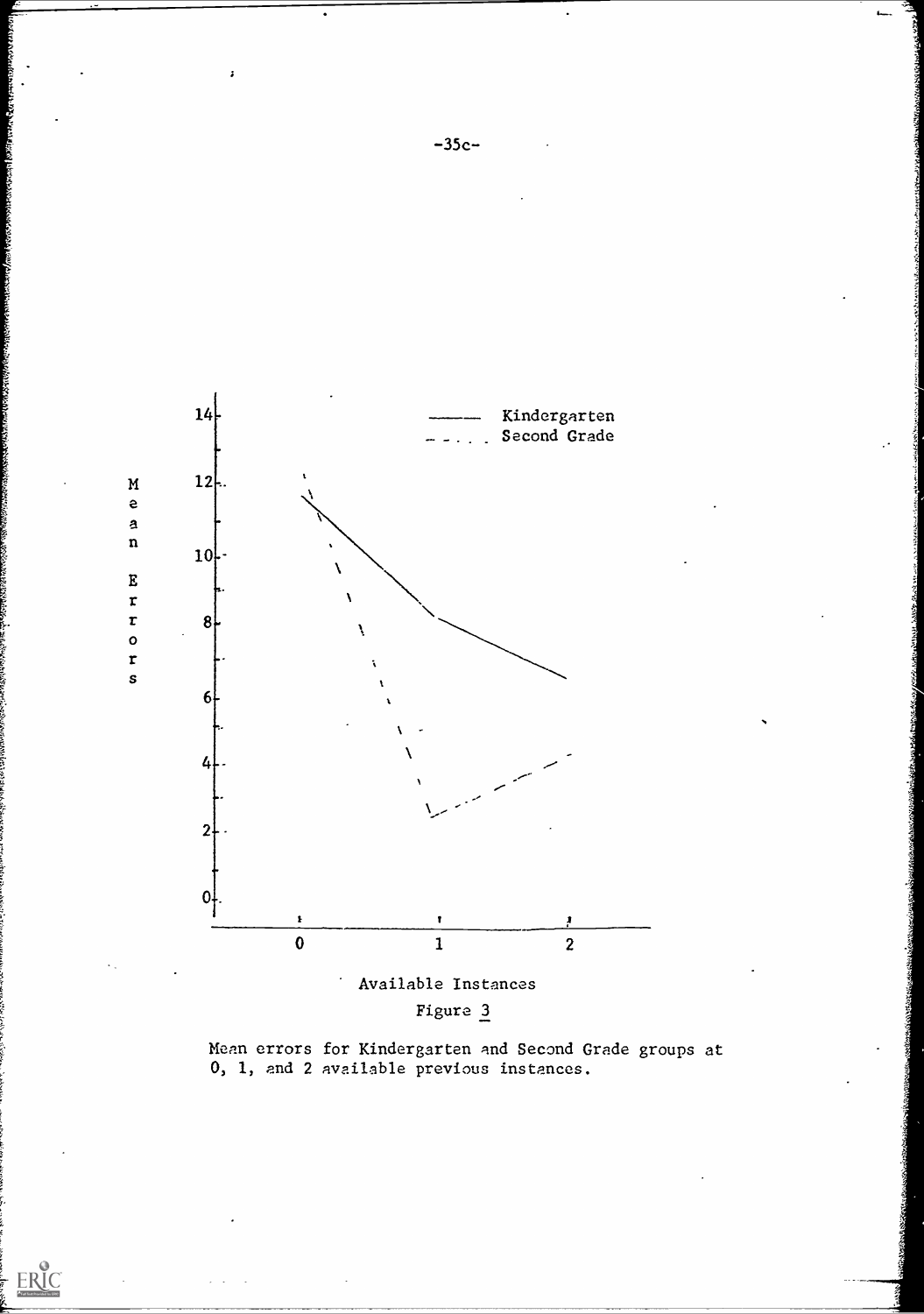Figure 3

Mean errors for Kindergarten and Second Grade groups at 0, 1, and 2 available previous instances.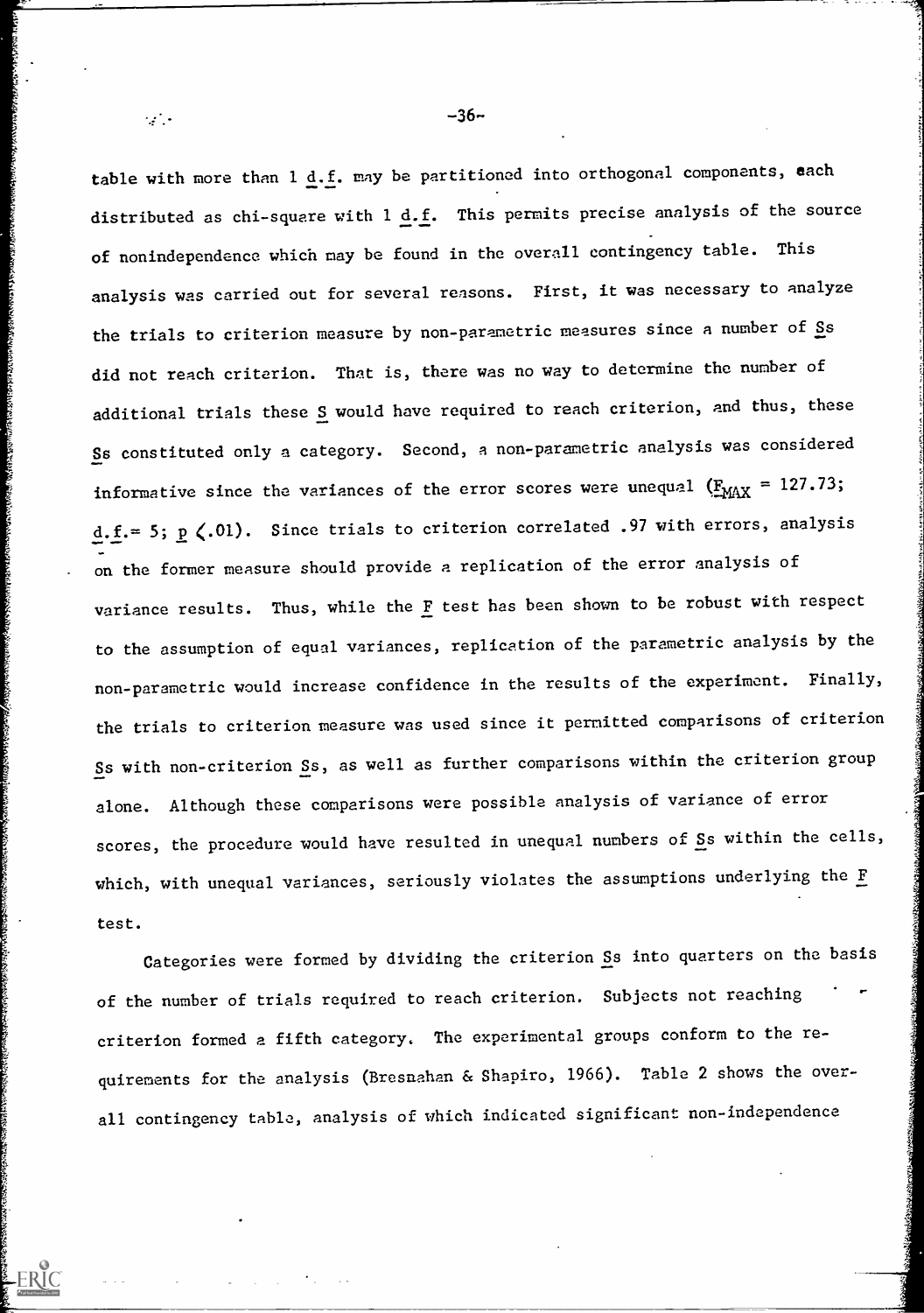table with more than 1 *d.f.* may be partitioned into orthogonal components, each distributed as chi-square with 1 *d.f.* This permits precise analysis of the source of nonindependence which may be found in the overall contingency table. This analysis was carried out for several reasons. First, it was necessary to analyze the trials to criterion measure by non-parametric measures since a number of *S*s did not reach criterion. That is, there was no way to determine the number of additional trials these *S* would have required to reach criterion, and thus, these *S*s constituted only a category. Second, a non-parametric analysis was considered informative since the variances of the error scores were unequal ($F_{MAX}$ = 127.73; *d.f.*= 5; $p < .01$). Since trials to criterion correlated .97 with errors, analysis on the former measure should provide a replication of the error analysis of variance results. Thus, while the *F* test has been shown to be robust with respect to the assumption of equal variances, replication of the parametric analysis by the non-parametric would increase confidence in the results of the experiment. Finally, the trials to criterion measure was used since it permitted comparisons of criterion *S*s with non-criterion *S*s, as well as further comparisons within the criterion group alone. Although these comparisons were possible analysis of variance of error scores, the procedure would have resulted in unequal numbers of *S*s within the cells, which, with unequal variances, seriously violates the assumptions underlying the *F* test.

Categories were formed by dividing the criterion *S*s into quarters on the basis of the number of trials required to reach criterion. Subjects not reaching criterion formed a fifth category. The experimental groups conform to the requirements for the analysis (Bresnahan & Shapiro, 1966). Table 2 shows the overall contingency table, analysis of which indicated significant non-independence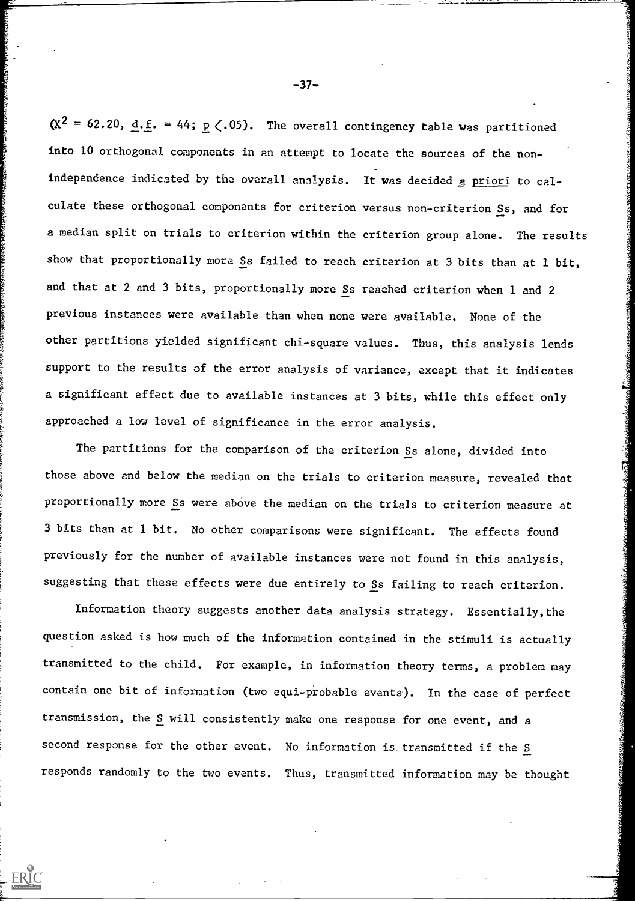($\chi^2 = 62.20$, $d.f. = 44$; $p < .05$). The overall contingency table was partitioned into 10 orthogonal components in an attempt to locate the sources of the non-independence indicated by the overall analysis. It was decided *a priori* to calculate these orthogonal components for criterion versus non-criterion *S*s, and for a median split on trials to criterion within the criterion group alone. The results show that proportionally more *S*s failed to reach criterion at 3 bits than at 1 bit, and that at 2 and 3 bits, proportionally more *S*s reached criterion when 1 and 2 previous instances were available than when none were available. None of the other partitions yielded significant chi-square values. Thus, this analysis lends support to the results of the error analysis of variance, except that it indicates a significant effect due to available instances at 3 bits, while this effect only approached a low level of significance in the error analysis.

The partitions for the comparison of the criterion *S*s alone, divided into those above and below the median on the trials to criterion measure, revealed that proportionally more *S*s were above the median on the trials to criterion measure at 3 bits than at 1 bit. No other comparisons were significant. The effects found previously for the number of available instances were not found in this analysis, suggesting that these effects were due entirely to *S*s failing to reach criterion.

Information theory suggests another data analysis strategy. Essentially, the question asked is how much of the information contained in the stimuli is actually transmitted to the child. For example, in information theory terms, a problem may contain one bit of information (two equi-probable events). In the case of perfect transmission, the *S* will consistently make one response for one event, and a second response for the other event. No information is transmitted if the *S* responds randomly to the two events. Thus, transmitted information may be thought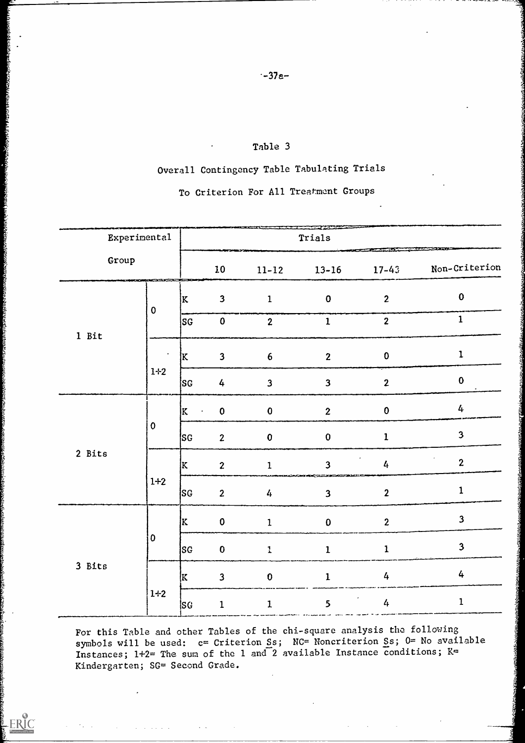Table 3

Overall Contingency Table Tabulating Trials

To Criterion For All Treatment Groups

| Experimental Group | | | Trials | | | | |
|---|---|---|---|---|---|---|---|
| | | | 10 | 11-12 | 13-16 | 17-43 | Non-Criterion |
| 1 Bit | 0 | K | 3 | 1 | 0 | 2 | 0 |
| | | SG | 0 | 2 | 1 | 2 | 1 |
| | 1+2 | K | 3 | 6 | 2 | 0 | 1 |
| | | SG | 4 | 3 | 3 | 2 | 0 |
| 2 Bits | 0 | K | 0 | 0 | 2 | 0 | 4 |
| | | SG | 2 | 0 | 0 | 1 | 3 |
| | 1+2 | K | 2 | 1 | 3 | 4 | 2 |
| | | SG | 2 | 4 | 3 | 2 | 1 |
| 3 Bits | 0 | K | 0 | 1 | 0 | 2 | 3 |
| | | SG | 0 | 1 | 1 | 1 | 3 |
| | 1+2 | K | 3 | 0 | 1 | 4 | 4 |
| | | SG | 1 | 1 | 5 | 4 | 1 |

For this Table and other Tables of the chi-square analysis the following symbols will be used: c= Criterion Ss; NC= Noncriterion Ss; 0= No available Instances; 1+2= The sum of the 1 and 2 available Instance conditions; K= Kindergarten; SG= Second Grade.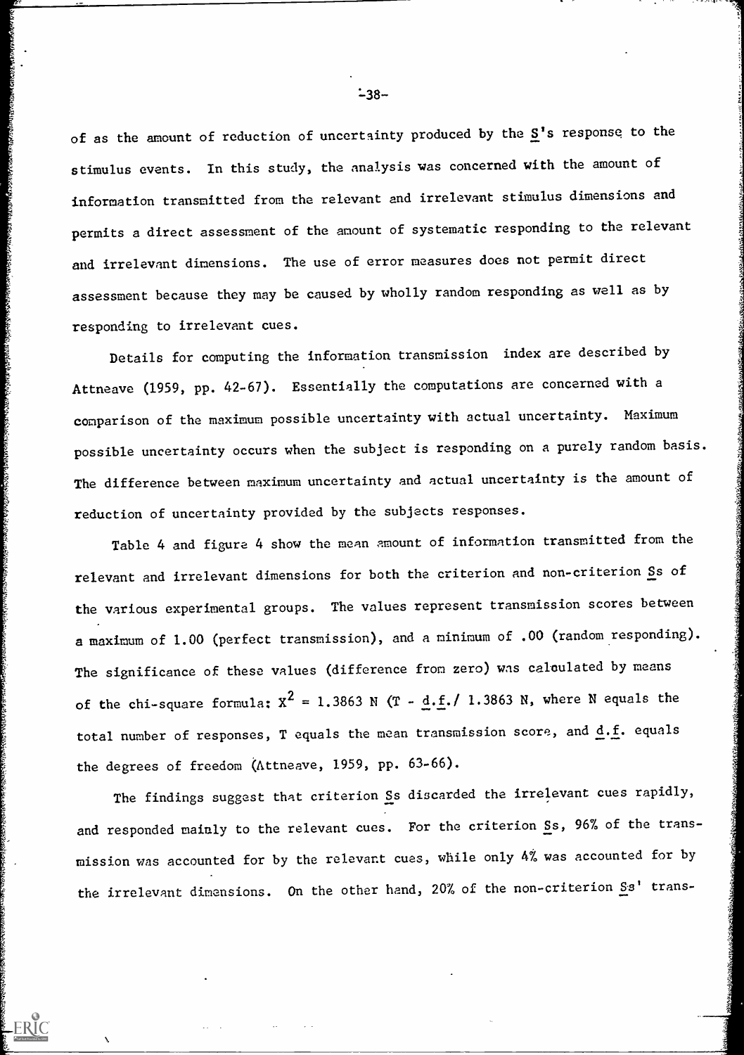of as the amount of reduction of uncertainty produced by the S's response to the stimulus events. In this study, the analysis was concerned with the amount of information transmitted from the relevant and irrelevant stimulus dimensions and permits a direct assessment of the amount of systematic responding to the relevant and irrelevant dimensions. The use of error measures does not permit direct assessment because they may be caused by wholly random responding as well as by responding to irrelevant cues.

Details for computing the information transmission index are described by Attneave (1959, pp. 42-67). Essentially the computations are concerned with a comparison of the maximum possible uncertainty with actual uncertainty. Maximum possible uncertainty occurs when the subject is responding on a purely random basis. The difference between maximum uncertainty and actual uncertainty is the amount of reduction of uncertainty provided by the subjects responses.

Table 4 and figure 4 show the mean amount of information transmitted from the relevant and irrelevant dimensions for both the criterion and non-criterion Ss of the various experimental groups. The values represent transmission scores between a maximum of 1.00 (perfect transmission), and a minimum of .00 (random responding). The significance of these values (difference from zero) was calculated by means of the chi-square formula: $X^2 = 1.3863$ N (T - d.f./ 1.3863 N, where N equals the total number of responses, T equals the mean transmission score, and d.f. equals the degrees of freedom (Attneave, 1959, pp. 63-66).

The findings suggest that criterion Ss discarded the irrelevant cues rapidly, and responded mainly to the relevant cues. For the criterion Ss, 96% of the transmission was accounted for by the relevant cues, while only 4% was accounted for by the irrelevant dimensions. On the other hand, 20% of the non-criterion Ss' trans-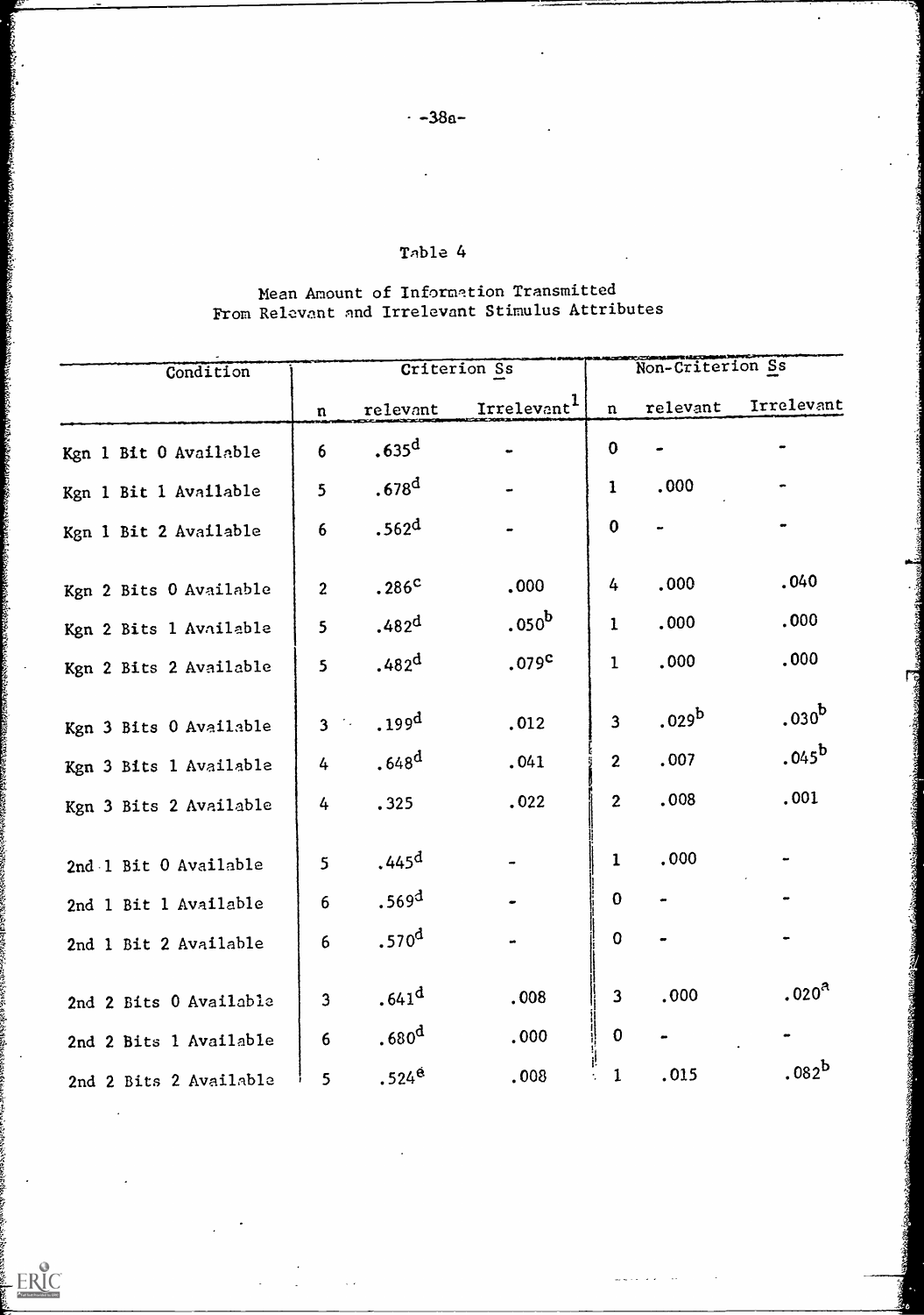Table 4

Mean Amount of Information Transmitted From Relevant and Irrelevant Stimulus Attributes

| Condition | Criterion Ss | | | Non-Criterion Ss | | |
|---|---|---|---|---|---|---|
| | n | relevant | Irrelevant[1] | n | relevant | Irrelevant |
| Kgn 1 Bit 0 Available | 6 | .635[d] | - | 0 | - | - |
| Kgn 1 Bit 1 Available | 5 | .678[d] | - | 1 | .000 | - |
| Kgn 1 Bit 2 Available | 6 | .562[d] | - | 0 | - | - |
| Kgn 2 Bits 0 Available | 2 | .286[c] | .000 | 4 | .000 | .040 |
| Kgn 2 Bits 1 Available | 5 | .482[d] | .050[b] | 1 | .000 | .000 |
| Kgn 2 Bits 2 Available | 5 | .482[d] | .079[c] | 1 | .000 | .000 |
| Kgn 3 Bits 0 Available | 3 | .199[d] | .012 | 3 | .029[b] | .030[b] |
| Kgn 3 Bits 1 Available | 4 | .648[d] | .041 | 2 | .007 | .045[b] |
| Kgn 3 Bits 2 Available | 4 | .325 | .022 | 2 | .008 | .001 |
| 2nd 1 Bit 0 Available | 5 | .445[d] | - | 1 | .000 | - |
| 2nd 1 Bit 1 Available | 6 | .569[d] | - | 0 | - | - |
| 2nd 1 Bit 2 Available | 6 | .570[d] | - | 0 | - | - |
| 2nd 2 Bits 0 Available | 3 | .641[d] | .008 | 3 | .000 | .020[a] |
| 2nd 2 Bits 1 Available | 6 | .680[d] | .000 | 0 | - | - |
| 2nd 2 Bits 2 Available | 5 | .524[e] | .008 | 1 | .015 | .082[b] |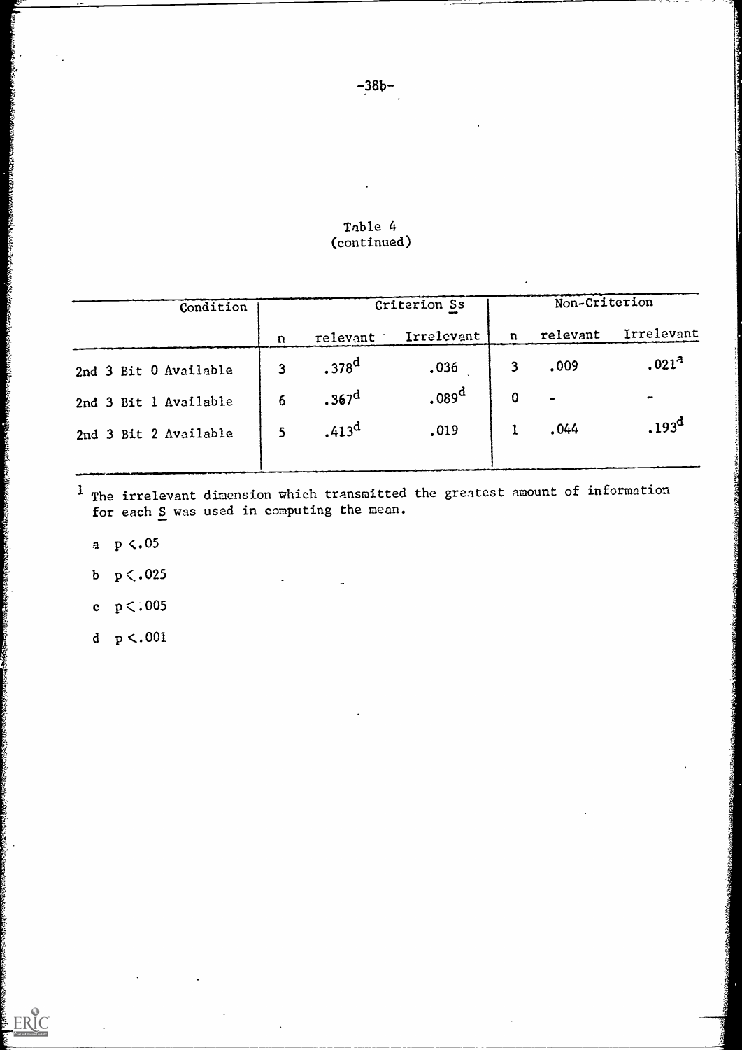Table 4
(continued)

| Condition | Criterion $\underline{S}$s | | | Non-Criterion | | |
|---|---|---|---|---|---|---|
| | n | relevant | Irrelevant | n | relevant | Irrelevant |
| 2nd 3 Bit 0 Available | 3 | .378[d] | .036 | 3 | .009 | .021[a] |
| 2nd 3 Bit 1 Available | 6 | .367[d] | .089[d] | 0 | - | - |
| 2nd 3 Bit 2 Available | 5 | .413[d] | .019 | 1 | .044 | .193[d] |

[1] The irrelevant dimension which transmitted the greatest amount of information for each $\underline{S}$ was used in computing the mean.

a $p < .05$

b $p < .025$

c $p < .005$

d $p < .001$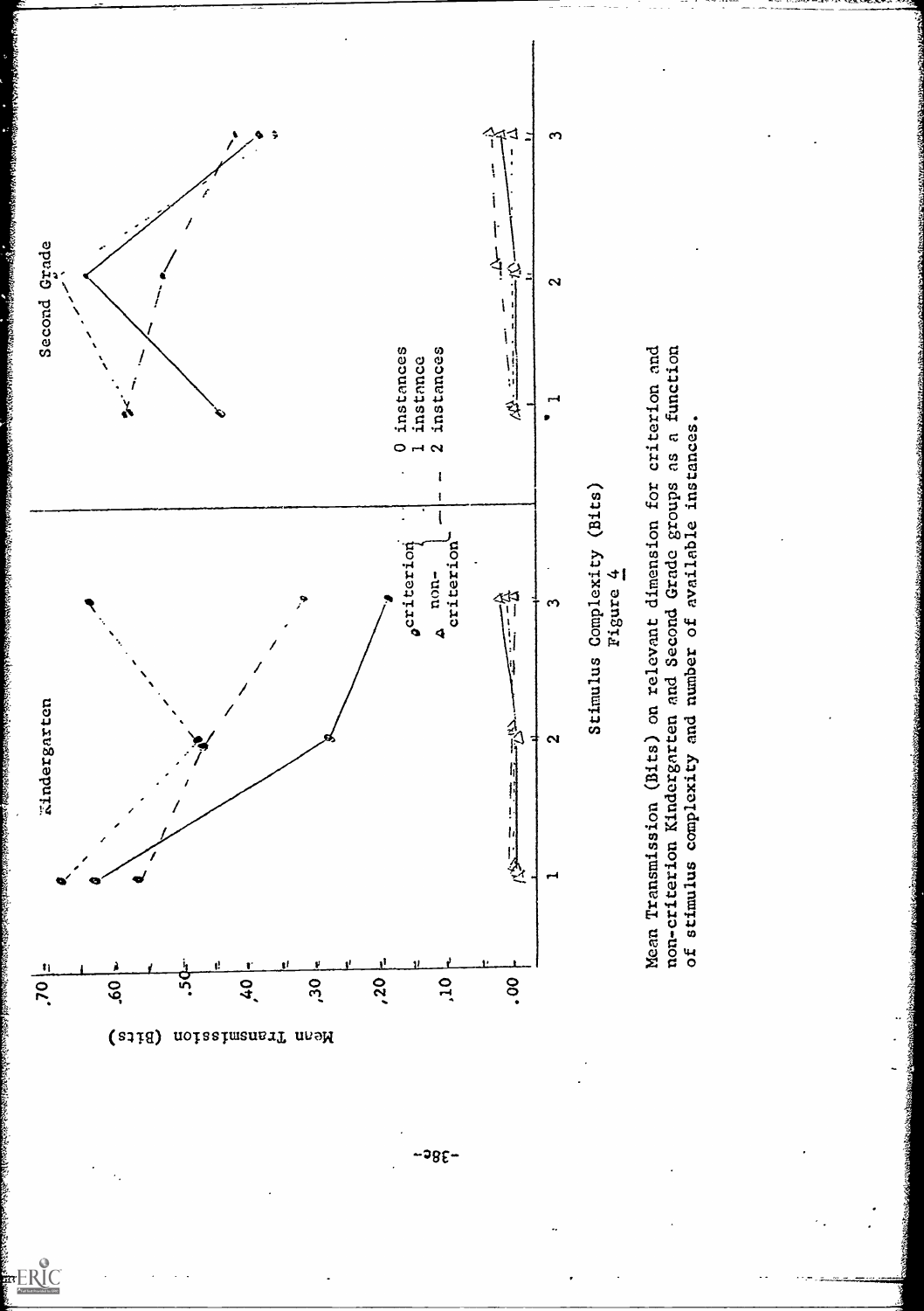Mean Transmission (Bits)

.70 .60 .50 .40 .30 .20 .10 .00

Kindergarten

Second Grade

criterion

non-criterion

0 instances
1 instance
2 instances

1 2 3

Stimulus Complexity (Bits)

Figure 4

Mean Transmission (Bits) on relevant dimension for criterion and non-criterion Kindergarten and Second Grade groups as a function of stimulus complexity and number of available instances.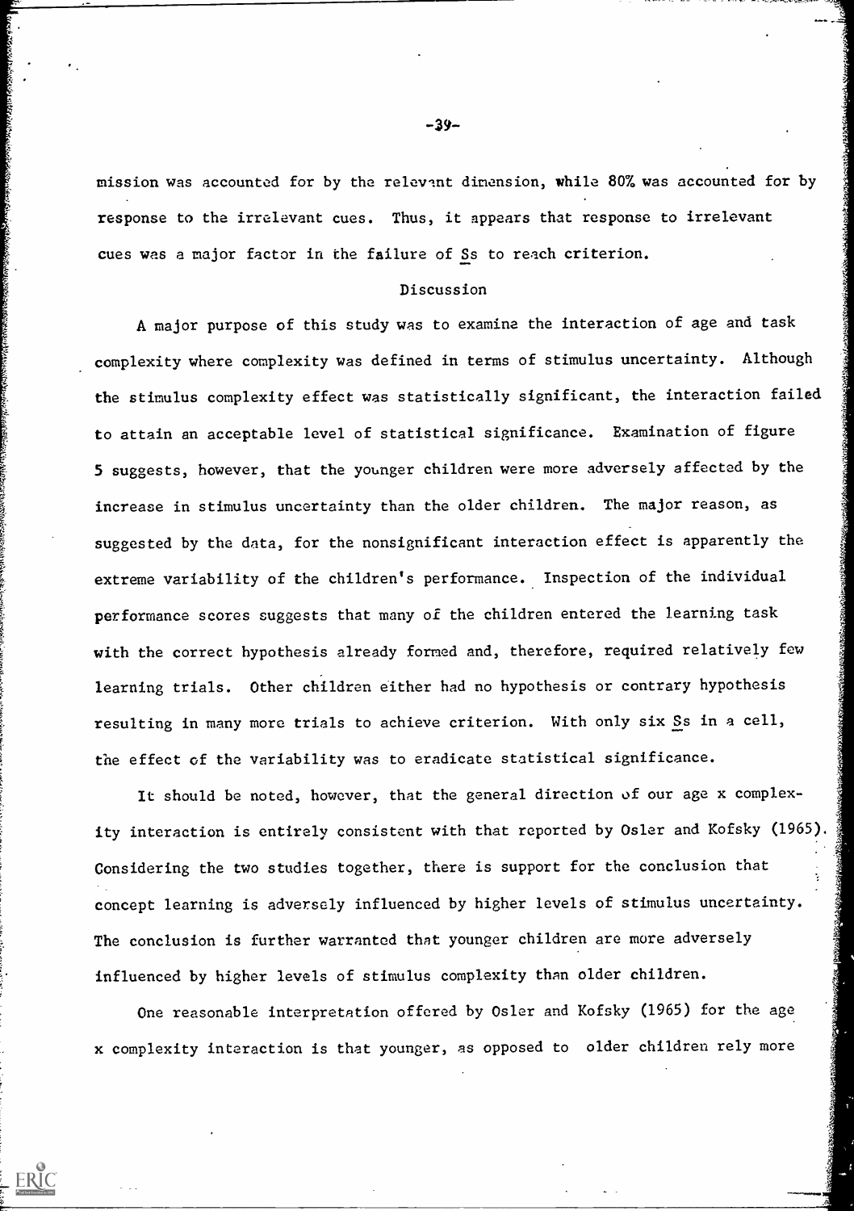mission was accounted for by the relevant dimension, while 80% was accounted for by response to the irrelevant cues. Thus, it appears that response to irrelevant cues was a major factor in the failure of Ss to reach criterion.

## Discussion

A major purpose of this study was to examine the interaction of age and task complexity where complexity was defined in terms of stimulus uncertainty. Although the stimulus complexity effect was statistically significant, the interaction failed to attain an acceptable level of statistical significance. Examination of figure 5 suggests, however, that the younger children were more adversely affected by the increase in stimulus uncertainty than the older children. The major reason, as suggested by the data, for the nonsignificant interaction effect is apparently the extreme variability of the children's performance. Inspection of the individual performance scores suggests that many of the children entered the learning task with the correct hypothesis already formed and, therefore, required relatively few learning trials. Other children either had no hypothesis or contrary hypothesis resulting in many more trials to achieve criterion. With only six Ss in a cell, the effect of the variability was to eradicate statistical significance.

It should be noted, however, that the general direction of our age x complexity interaction is entirely consistent with that reported by Osler and Kofsky (1965). Considering the two studies together, there is support for the conclusion that concept learning is adversely influenced by higher levels of stimulus uncertainty. The conclusion is further warranted that younger children are more adversely influenced by higher levels of stimulus complexity than older children.

One reasonable interpretation offered by Osler and Kofsky (1965) for the age x complexity interaction is that younger, as opposed to older children rely more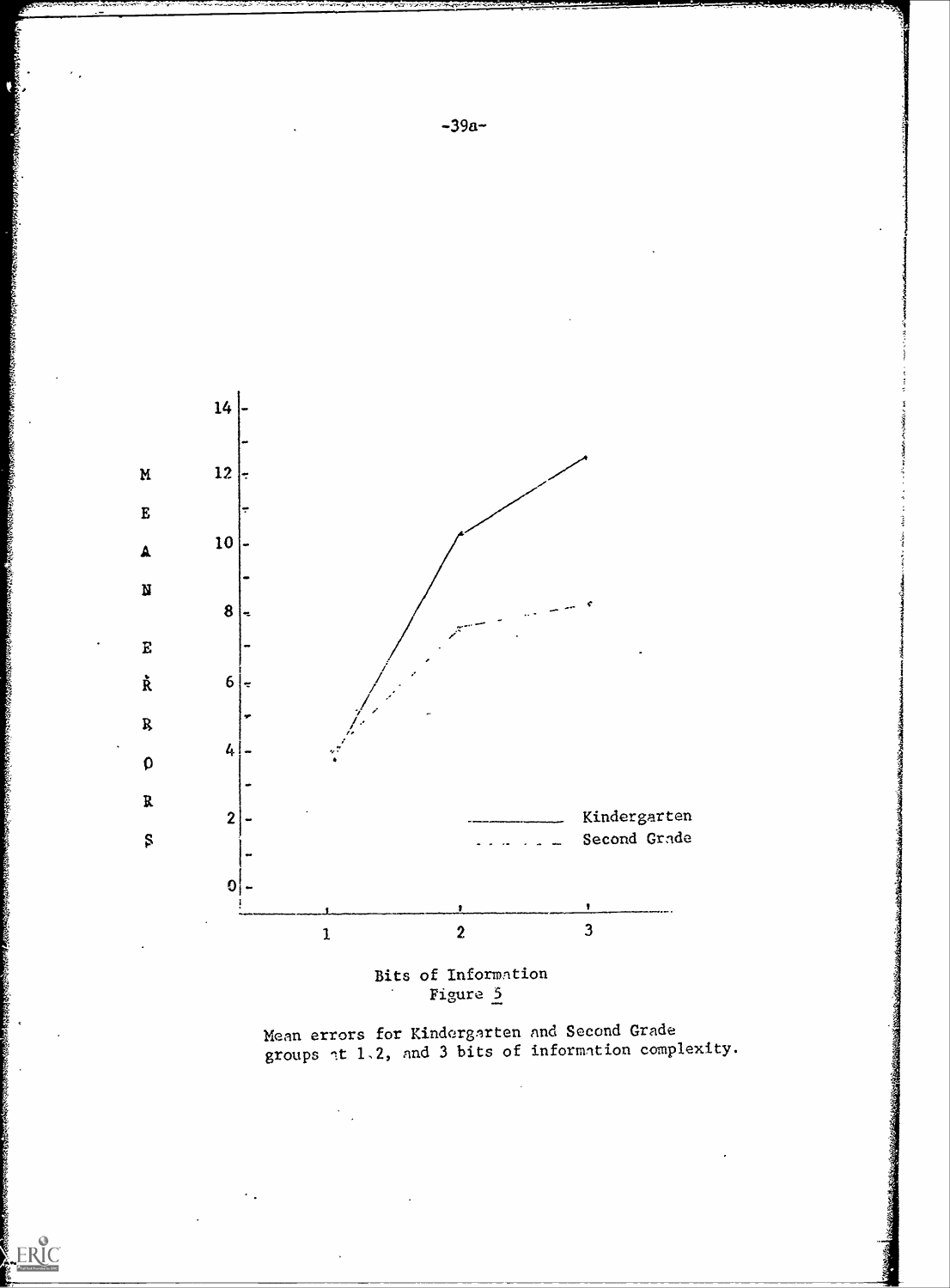Bits of Information

Figure 5

Mean errors for Kindergarten and Second Grade groups at 1, 2, and 3 bits of information complexity.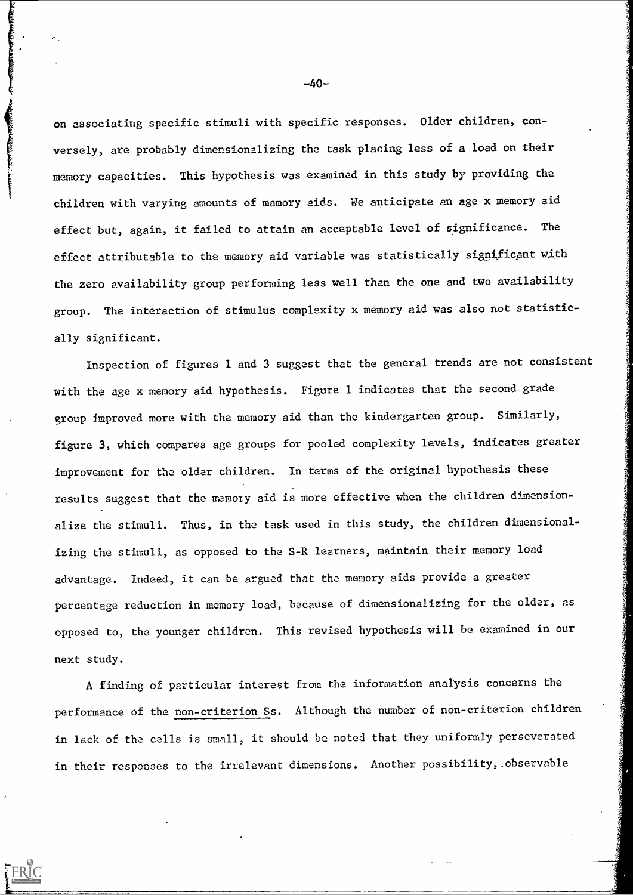on associating specific stimuli with specific responses. Older children, conversely, are probably dimensionalizing the task placing less of a load on their memory capacities. This hypothesis was examined in this study by providing the children with varying amounts of memory aids. We anticipate an age x memory aid effect but, again, it failed to attain an acceptable level of significance. The effect attributable to the memory aid variable was statistically significant with the zero availability group performing less well than the one and two availability group. The interaction of stimulus complexity x memory aid was also not statistically significant.

Inspection of figures 1 and 3 suggest that the general trends are not consistent with the age x memory aid hypothesis. Figure 1 indicates that the second grade group improved more with the memory aid than the kindergarten group. Similarly, figure 3, which compares age groups for pooled complexity levels, indicates greater improvement for the older children. In terms of the original hypothesis these results suggest that the memory aid is more effective when the children dimensionalize the stimuli. Thus, in the task used in this study, the children dimensionalizing the stimuli, as opposed to the S-R learners, maintain their memory load advantage. Indeed, it can be argued that the memory aids provide a greater percentage reduction in memory load, because of dimensionalizing for the older, as opposed to, the younger children. This revised hypothesis will be examined in our next study.

A finding of particular interest from the information analysis concerns the performance of the <u>non-criterion Ss</u>. Although the number of non-criterion children in lack of the cells is small, it should be noted that they uniformly perseverated in their responses to the irrelevant dimensions. Another possibility, observable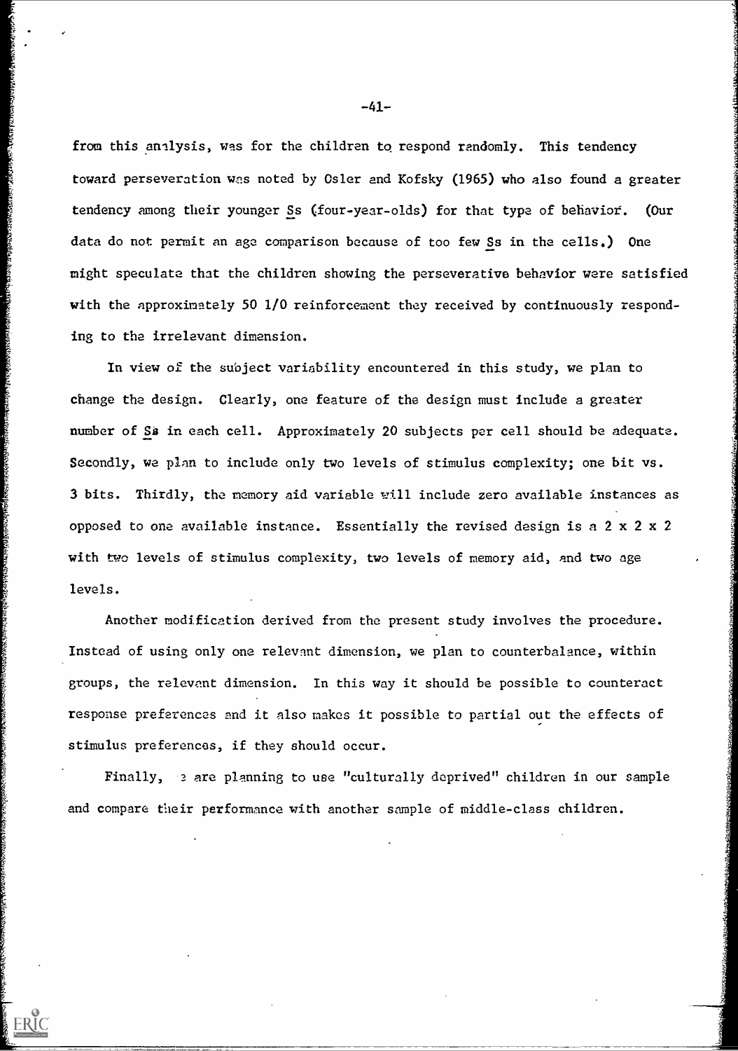from this analysis, was for the children to respond randomly. This tendency toward perseveration was noted by Osler and Kofsky (1965) who also found a greater tendency among their younger Ss (four-year-olds) for that type of behavior. (Our data do not permit an age comparison because of too few Ss in the cells.) One might speculate that the children showing the perseverative behavior were satisfied with the approximately 50 1/0 reinforcement they received by continuously responding to the irrelevant dimension.

In view of the subject variability encountered in this study, we plan to change the design. Clearly, one feature of the design must include a greater number of Ss in each cell. Approximately 20 subjects per cell should be adequate. Secondly, we plan to include only two levels of stimulus complexity; one bit vs. 3 bits. Thirdly, the memory aid variable will include zero available instances as opposed to one available instance. Essentially the revised design is a 2 x 2 x 2 with two levels of stimulus complexity, two levels of memory aid, and two age levels.

Another modification derived from the present study involves the procedure. Instead of using only one relevant dimension, we plan to counterbalance, within groups, the relevant dimension. In this way it should be possible to counteract response preferences and it also makes it possible to partial out the effects of stimulus preferences, if they should occur.

Finally, we are planning to use "culturally deprived" children in our sample and compare their performance with another sample of middle-class children.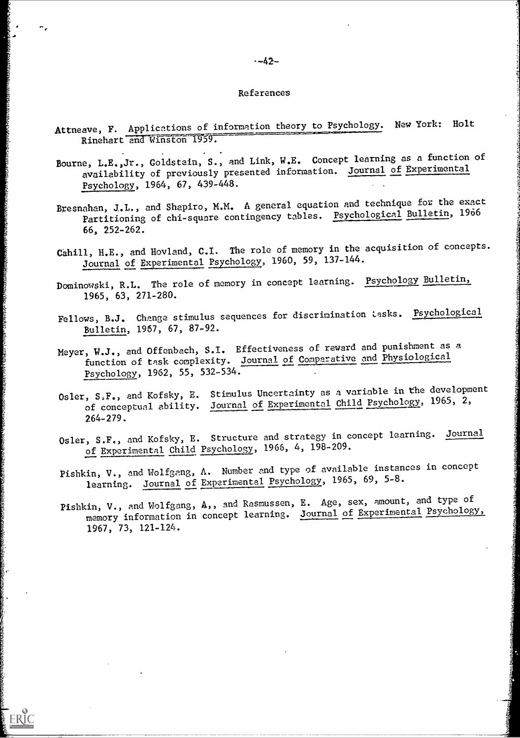## References

Attneave, F. Applications of information theory to Psychology. New York: Holt Rinehart and Winston 1959.

Bourne, L.E.,Jr., Goldstein, S., and Link, W.E. Concept learning as a function of availability of previously presented information. Journal of Experimental Psychology, 1964, 67, 439-448.

Bresnahan, J.L., and Shapiro, M.M. A general equation and technique for the exact Partitioning of chi-square contingency tables. Psychological Bulletin, 1966 66, 252-262.

Cahill, H.E., and Hovland, C.I. The role of memory in the acquisition of concepts. Journal of Experimental Psychology, 1960, 59, 137-144.

Dominowski, R.L. The role of memory in concept learning. Psychology Bulletin, 1965, 63, 271-280.

Fellows, B.J. Change stimulus sequences for discrimination tasks. Psychological Bulletin, 1967, 67, 87-92.

Meyer, W.J., and Offenbach, S.I. Effectiveness of reward and punishment as a function of task complexity. Journal of Comparative and Physiological Psychology, 1962, 55, 532-534.

Osler, S.F., and Kofsky, E. Stimulus Uncertainty as a variable in the development of conceptual ability. Journal of Experimental Child Psychology, 1965, 2, 264-279.

Osler, S.F., and Kofsky, E. Structure and strategy in concept learning. Journal of Experimental Child Psychology, 1966, 4, 198-209.

Pishkin, V., and Wolfgang, A. Number and type of available instances in concept learning. Journal of Experimental Psychology, 1965, 69, 5-8.

Pishkin, V., and Wolfgang, A., and Rasmussen, E. Age, sex, amount, and type of memory information in concept learning. Journal of Experimental Psychology, 1967, 73, 121-124.